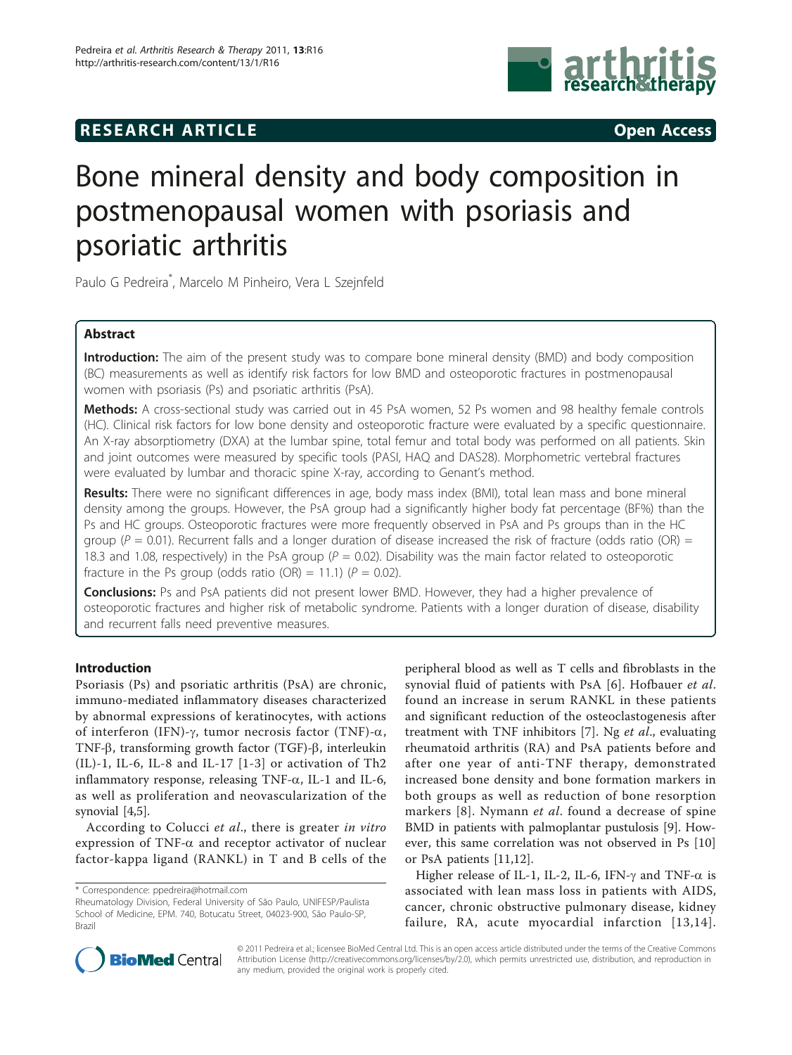RESEARCH ARTICLE Open Access

# Bone mineral density and body composition in postmenopausal women with psoriasis and psoriatic arthritis

Paulo G Pedreira*, Marcelo M Pinheiro, Vera L Szejnfeld

## Abstract

**Introduction:** The aim of the present study was to compare bone mineral density (BMD) and body composition (BC) measurements as well as identify risk factors for low BMD and osteoporotic fractures in postmenopausal women with psoriasis (Ps) and psoriatic arthritis (PsA).

**Methods:** A cross-sectional study was carried out in 45 PsA women, 52 Ps women and 98 healthy female controls (HC). Clinical risk factors for low bone density and osteoporotic fracture were evaluated by a specific questionnaire. An X-ray absorptiometry (DXA) at the lumbar spine, total femur and total body was performed on all patients. Skin and joint outcomes were measured by specific tools (PASI, HAQ and DAS28). Morphometric vertebral fractures were evaluated by lumbar and thoracic spine X-ray, according to Genant's method.

**Results:** There were no significant differences in age, body mass index (BMI), total lean mass and bone mineral density among the groups. However, the PsA group had a significantly higher body fat percentage (BF%) than the Ps and HC groups. Osteoporotic fractures were more frequently observed in PsA and Ps groups than in the HC group ($P = 0.01$). Recurrent falls and a longer duration of disease increased the risk of fracture (odds ratio (OR) = 18.3 and 1.08, respectively) in the PsA group ($P = 0.02$). Disability was the main factor related to osteoporotic fracture in the Ps group (odds ratio (OR) = 11.1) ($P = 0.02$).

**Conclusions:** Ps and PsA patients did not present lower BMD. However, they had a higher prevalence of osteoporotic fractures and higher risk of metabolic syndrome. Patients with a longer duration of disease, disability and recurrent falls need preventive measures.

## Introduction

Psoriasis (Ps) and psoriatic arthritis (PsA) are chronic, immuno-mediated inflammatory diseases characterized by abnormal expressions of keratinocytes, with actions of interferon (IFN)-γ, tumor necrosis factor (TNF)-α, TNF-β, transforming growth factor (TGF)-β, interleukin (IL)-1, IL-6, IL-8 and IL-17 [1-3] or activation of Th2 inflammatory response, releasing TNF-α, IL-1 and IL-6, as well as proliferation and neovascularization of the synovial [4,5].

According to Colucci *et al.*, there is greater *in vitro* expression of TNF-α and receptor activator of nuclear factor-kappa ligand (RANKL) in T and B cells of the peripheral blood as well as T cells and fibroblasts in the synovial fluid of patients with PsA [6]. Hofbauer *et al.* found an increase in serum RANKL in these patients and significant reduction of the osteoclastogenesis after treatment with TNF inhibitors [7]. Ng *et al.*, evaluating rheumatoid arthritis (RA) and PsA patients before and after one year of anti-TNF therapy, demonstrated increased bone density and bone formation markers in both groups as well as reduction of bone resorption markers [8]. Nymann *et al.* found a decrease of spine BMD in patients with palmoplantar pustulosis [9]. However, this same correlation was not observed in Ps [10] or PsA patients [11,12].

Higher release of IL-1, IL-2, IL-6, IFN-γ and TNF-α is associated with lean mass loss in patients with AIDS, cancer, chronic obstructive pulmonary disease, kidney failure, RA, acute myocardial infarction [13,14].

\* Correspondence: ppedreira@hotmail.com
Rheumatology Division, Federal University of São Paulo, UNIFESP/Paulista School of Medicine, EPM. 740, Botucatu Street, 04023-900, São Paulo-SP, Brazil

© 2011 Pedreira et al.; licensee BioMed Central Ltd. This is an open access article distributed under the terms of the Creative Commons Attribution License (http://creativecommons.org/licenses/by/2.0), which permits unrestricted use, distribution, and reproduction in any medium, provided the original work is properly cited.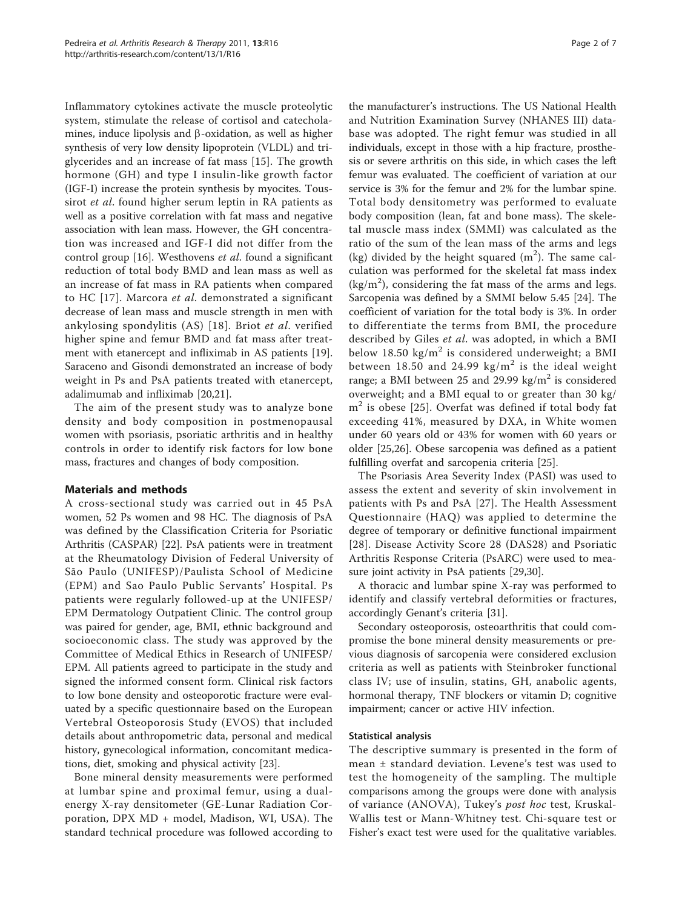Inflammatory cytokines activate the muscle proteolytic system, stimulate the release of cortisol and catecholamines, induce lipolysis and β-oxidation, as well as higher synthesis of very low density lipoprotein (VLDL) and triglycerides and an increase of fat mass [15]. The growth hormone (GH) and type I insulin-like growth factor (IGF-I) increase the protein synthesis by myocites. Toussirot *et al*. found higher serum leptin in RA patients as well as a positive correlation with fat mass and negative association with lean mass. However, the GH concentration was increased and IGF-I did not differ from the control group [16]. Westhovens *et al*. found a significant reduction of total body BMD and lean mass as well as an increase of fat mass in RA patients when compared to HC [17]. Marcora *et al*. demonstrated a significant decrease of lean mass and muscle strength in men with ankylosing spondylitis (AS) [18]. Briot *et al*. verified higher spine and femur BMD and fat mass after treatment with etanercept and infliximab in AS patients [19]. Saraceno and Gisondi demonstrated an increase of body weight in Ps and PsA patients treated with etanercept, adalimumab and infliximab [20,21].

The aim of the present study was to analyze bone density and body composition in postmenopausal women with psoriasis, psoriatic arthritis and in healthy controls in order to identify risk factors for low bone mass, fractures and changes of body composition.

## Materials and methods

A cross-sectional study was carried out in 45 PsA women, 52 Ps women and 98 HC. The diagnosis of PsA was defined by the Classification Criteria for Psoriatic Arthritis (CASPAR) [22]. PsA patients were in treatment at the Rheumatology Division of Federal University of São Paulo (UNIFESP)/Paulista School of Medicine (EPM) and Sao Paulo Public Servants' Hospital. Ps patients were regularly followed-up at the UNIFESP/EPM Dermatology Outpatient Clinic. The control group was paired for gender, age, BMI, ethnic background and socioeconomic class. The study was approved by the Committee of Medical Ethics in Research of UNIFESP/EPM. All patients agreed to participate in the study and signed the informed consent form. Clinical risk factors to low bone density and osteoporotic fracture were evaluated by a specific questionnaire based on the European Vertebral Osteoporosis Study (EVOS) that included details about anthropometric data, personal and medical history, gynecological information, concomitant medications, diet, smoking and physical activity [23].

Bone mineral density measurements were performed at lumbar spine and proximal femur, using a dual-energy X-ray densitometer (GE-Lunar Radiation Corporation, DPX MD + model, Madison, WI, USA). The standard technical procedure was followed according to the manufacturer's instructions. The US National Health and Nutrition Examination Survey (NHANES III) database was adopted. The right femur was studied in all individuals, except in those with a hip fracture, prosthesis or severe arthritis on this side, in which cases the left femur was evaluated. The coefficient of variation at our service is 3% for the femur and 2% for the lumbar spine. Total body densitometry was performed to evaluate body composition (lean, fat and bone mass). The skeletal muscle mass index (SMMI) was calculated as the ratio of the sum of the lean mass of the arms and legs (kg) divided by the height squared ($m^2$). The same calculation was performed for the skeletal fat mass index ($kg/m^2$), considering the fat mass of the arms and legs. Sarcopenia was defined by a SMMI below 5.45 [24]. The coefficient of variation for the total body is 3%. In order to differentiate the terms from BMI, the procedure described by Giles *et al*. was adopted, in which a BMI below 18.50 $kg/m^2$ is considered underweight; a BMI between 18.50 and 24.99 $kg/m^2$ is the ideal weight range; a BMI between 25 and 29.99 $kg/m^2$ is considered overweight; and a BMI equal to or greater than 30 $kg/m^2$ is obese [25]. Overfat was defined if total body fat exceeding 41%, measured by DXA, in White women under 60 years old or 43% for women with 60 years or older [25,26]. Obese sarcopenia was defined as a patient fulfilling overfat and sarcopenia criteria [25].

The Psoriasis Area Severity Index (PASI) was used to assess the extent and severity of skin involvement in patients with Ps and PsA [27]. The Health Assessment Questionnaire (HAQ) was applied to determine the degree of temporary or definitive functional impairment [28]. Disease Activity Score 28 (DAS28) and Psoriatic Arthritis Response Criteria (PsARC) were used to measure joint activity in PsA patients [29,30].

A thoracic and lumbar spine X-ray was performed to identify and classify vertebral deformities or fractures, accordingly Genant's criteria [31].

Secondary osteoporosis, osteoarthritis that could compromise the bone mineral density measurements or previous diagnosis of sarcopenia were considered exclusion criteria as well as patients with Steinbroker functional class IV; use of insulin, statins, GH, anabolic agents, hormonal therapy, TNF blockers or vitamin D; cognitive impairment; cancer or active HIV infection.

### Statistical analysis

The descriptive summary is presented in the form of mean ± standard deviation. Levene's test was used to test the homogeneity of the sampling. The multiple comparisons among the groups were done with analysis of variance (ANOVA), Tukey's *post hoc* test, Kruskal-Wallis test or Mann-Whitney test. Chi-square test or Fisher's exact test were used for the qualitative variables.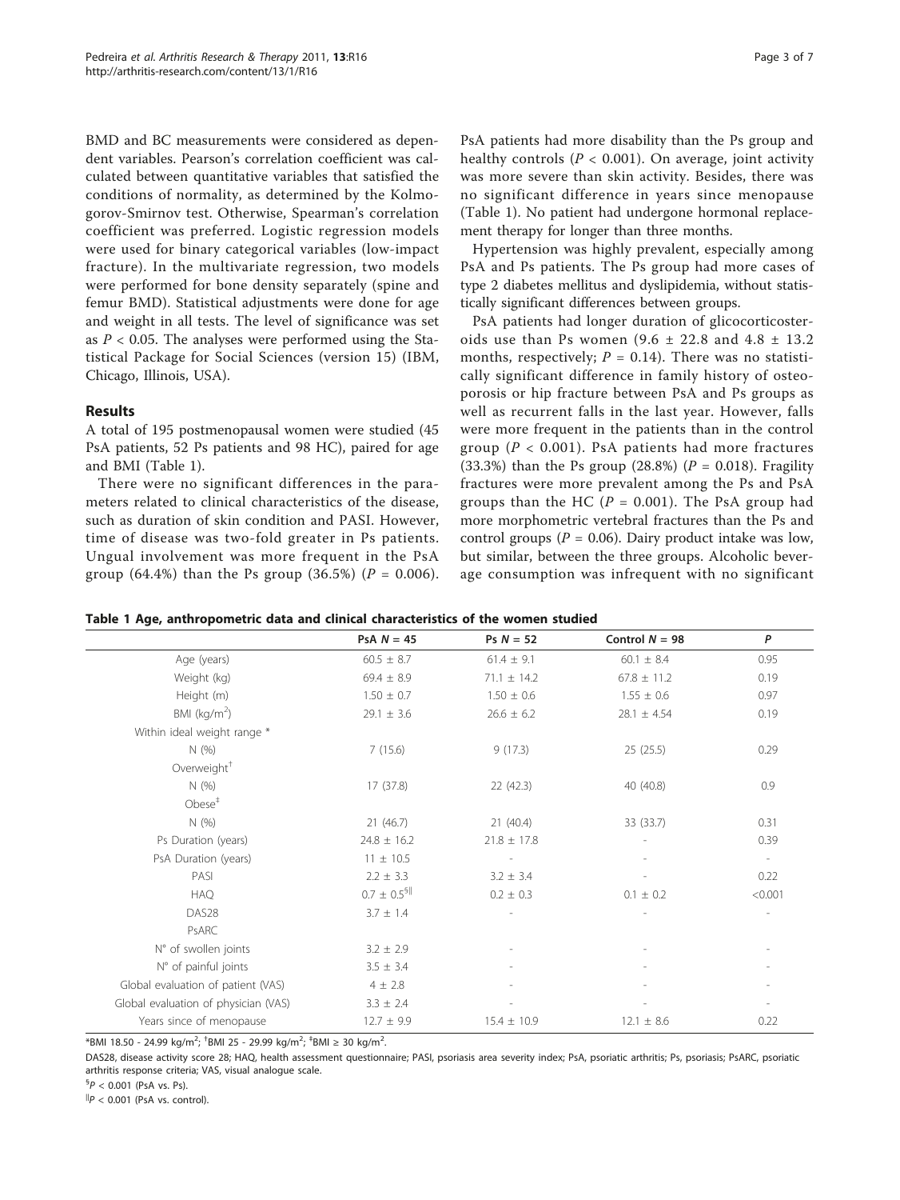BMD and BC measurements were considered as dependent variables. Pearson's correlation coefficient was calculated between quantitative variables that satisfied the conditions of normality, as determined by the Kolmogorov-Smirnov test. Otherwise, Spearman's correlation coefficient was preferred. Logistic regression models were used for binary categorical variables (low-impact fracture). In the multivariate regression, two models were performed for bone density separately (spine and femur BMD). Statistical adjustments were done for age and weight in all tests. The level of significance was set as $P < 0.05$. The analyses were performed using the Statistical Package for Social Sciences (version 15) (IBM, Chicago, Illinois, USA).

## Results

A total of 195 postmenopausal women were studied (45 PsA patients, 52 Ps patients and 98 HC), paired for age and BMI (Table 1).

There were no significant differences in the parameters related to clinical characteristics of the disease, such as duration of skin condition and PASI. However, time of disease was two-fold greater in Ps patients. Ungual involvement was more frequent in the PsA group (64.4%) than the Ps group (36.5%) ($P = 0.006$). PsA patients had more disability than the Ps group and healthy controls ($P < 0.001$). On average, joint activity was more severe than skin activity. Besides, there was no significant difference in years since menopause (Table 1). No patient had undergone hormonal replacement therapy for longer than three months.

Hypertension was highly prevalent, especially among PsA and Ps patients. The Ps group had more cases of type 2 diabetes mellitus and dyslipidemia, without statistically significant differences between groups.

PsA patients had longer duration of glicocorticosteroids use than Ps women (9.6 ± 22.8 and 4.8 ± 13.2 months, respectively; $P = 0.14$). There was no statistically significant difference in family history of osteoporosis or hip fracture between PsA and Ps groups as well as recurrent falls in the last year. However, falls were more frequent in the patients than in the control group ($P < 0.001$). PsA patients had more fractures (33.3%) than the Ps group (28.8%) ($P = 0.018$). Fragility fractures were more prevalent among the Ps and PsA groups than the HC ($P = 0.001$). The PsA group had more morphometric vertebral fractures than the Ps and control groups ($P = 0.06$). Dairy product intake was low, but similar, between the three groups. Alcoholic beverage consumption was infrequent with no significant

**Table 1 Age, anthropometric data and clinical characteristics of the women studied**

| | PsA $N = 45$ | Ps $N = 52$ | Control $N = 98$ | $P$ |
|---|---|---|---|---|
| Age (years) | 60.5 ± 8.7 | 61.4 ± 9.1 | 60.1 ± 8.4 | 0.95 |
| Weight (kg) | 69.4 ± 8.9 | 71.1 ± 14.2 | 67.8 ± 11.2 | 0.19 |
| Height (m) | 1.50 ± 0.7 | 1.50 ± 0.6 | 1.55 ± 0.6 | 0.97 |
| BMI (kg/m$^2$) | 29.1 ± 3.6 | 26.6 ± 6.2 | 28.1 ± 4.54 | 0.19 |
| Within ideal weight range * | | | | |
| N (%) | 7 (15.6) | 9 (17.3) | 25 (25.5) | 0.29 |
| Overweight[†] | | | | |
| N (%) | 17 (37.8) | 22 (42.3) | 40 (40.8) | 0.9 |
| Obese[‡] | | | | |
| N (%) | 21 (46.7) | 21 (40.4) | 33 (33.7) | 0.31 |
| Ps Duration (years) | 24.8 ± 16.2 | 21.8 ± 17.8 | - | 0.39 |
| PsA Duration (years) | 11 ± 10.5 | - | - | - |
| PASI | 2.2 ± 3.3 | 3.2 ± 3.4 | - | 0.22 |
| HAQ | 0.7 ± 0.5[§‖] | 0.2 ± 0.3 | 0.1 ± 0.2 | <0.001 |
| DAS28 | 3.7 ± 1.4 | - | - | - |
| PsARC | | | | |
| N° of swollen joints | 3.2 ± 2.9 | - | - | - |
| N° of painful joints | 3.5 ± 3.4 | - | - | - |
| Global evaluation of patient (VAS) | 4 ± 2.8 | - | - | - |
| Global evaluation of physician (VAS) | 3.3 ± 2.4 | - | - | - |
| Years since of menopause | 12.7 ± 9.9 | 15.4 ± 10.9 | 12.1 ± 8.6 | 0.22 |

*BMI 18.50 - 24.99 kg/m$^2$; [†]BMI 25 - 29.99 kg/m$^2$; [‡]BMI ≥ 30 kg/m$^2$.

DAS28, disease activity score 28; HAQ, health assessment questionnaire; PASI, psoriasis area severity index; PsA, psoriatic arthritis; Ps, psoriasis; PsARC, psoriatic arthritis response criteria; VAS, visual analogue scale.

[§]$P < 0.001$ (PsA vs. Ps).

[‖]$P < 0.001$ (PsA vs. control).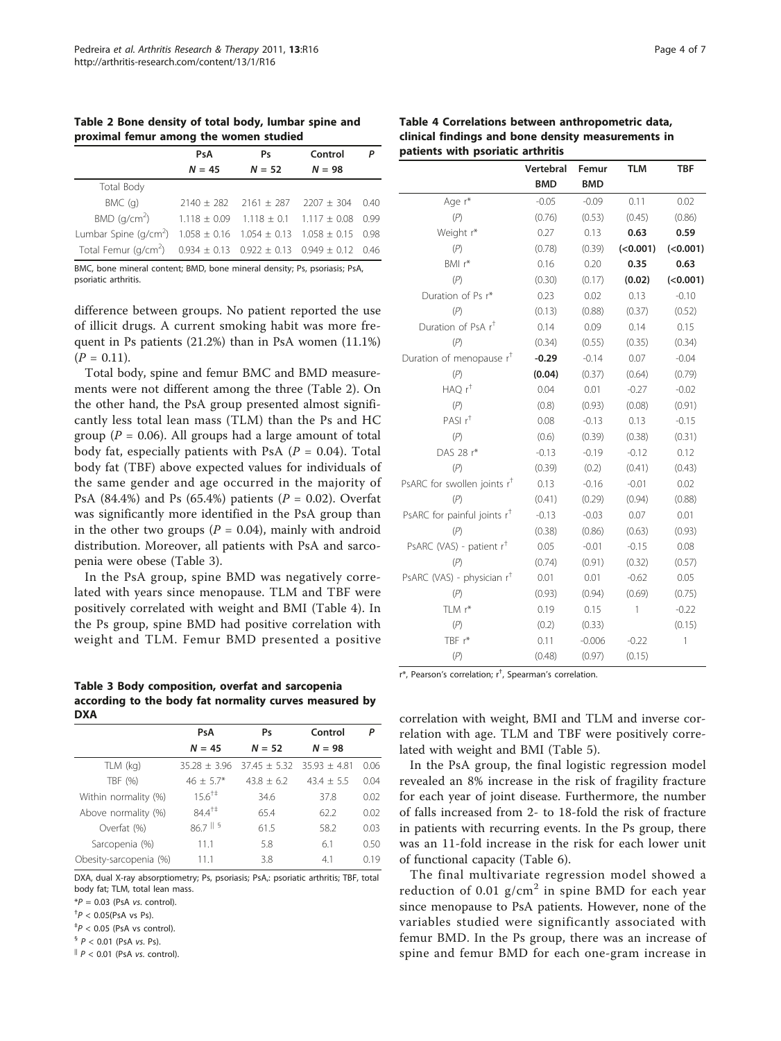**Table 2 Bone density of total body, lumbar spine and proximal femur among the women studied**

| | PsA | Ps | Control | P |
|---|---|---|---|---|
| | N = 45 | N = 52 | N = 98 | |
| Total Body | | | | |
| BMC (g) | 2140 ± 282 | 2161 ± 287 | 2207 ± 304 | 0.40 |
| BMD (g/cm$^2$) | 1.118 ± 0.09 | 1.118 ± 0.1 | 1.117 ± 0.08 | 0.99 |
| Lumbar Spine (g/cm$^2$) | 1.058 ± 0.16 | 1.054 ± 0.13 | 1.058 ± 0.15 | 0.98 |
| Total Femur (g/cm$^2$) | 0.934 ± 0.13 | 0.922 ± 0.13 | 0.949 ± 0.12 | 0.46 |

BMC, bone mineral content; BMD, bone mineral density; Ps, psoriasis; PsA, psoriatic arthritis.

difference between groups. No patient reported the use of illicit drugs. A current smoking habit was more frequent in Ps patients (21.2%) than in PsA women (11.1%) ($P$ = 0.11).

Total body, spine and femur BMC and BMD measurements were not different among the three (Table 2). On the other hand, the PsA group presented almost significantly less total lean mass (TLM) than the Ps and HC group ($P$ = 0.06). All groups had a large amount of total body fat, especially patients with PsA ($P$ = 0.04). Total body fat (TBF) above expected values for individuals of the same gender and age occurred in the majority of PsA (84.4%) and Ps (65.4%) patients ($P$ = 0.02). Overfat was significantly more identified in the PsA group than in the other two groups ($P$ = 0.04), mainly with android distribution. Moreover, all patients with PsA and sarcopenia were obese (Table 3).

In the PsA group, spine BMD was negatively correlated with years since menopause. TLM and TBF were positively correlated with weight and BMI (Table 4). In the Ps group, spine BMD had positive correlation with weight and TLM. Femur BMD presented a positive correlation with weight, BMI and TLM and inverse correlation with age. TLM and TBF were positively correlated with weight and BMI (Table 5).

In the PsA group, the final logistic regression model revealed an 8% increase in the risk of fragility fracture for each year of joint disease. Furthermore, the number of falls increased from 2- to 18-fold the risk of fracture in patients with recurring events. In the Ps group, there was an 11-fold increase in the risk for each lower unit of functional capacity (Table 6).

The final multivariate regression model showed a reduction of 0.01 g/cm$^2$ in spine BMD for each year since menopause to PsA patients. However, none of the variables studied were significantly associated with femur BMD. In the Ps group, there was an increase of spine and femur BMD for each one-gram increase in

**Table 3 Body composition, overfat and sarcopenia according to the body fat normality curves measured by DXA**

| | PsA | Ps | Control | P |
|---|---|---|---|---|
| | N = 45 | N = 52 | N = 98 | |
| TLM (kg) | 35.28 ± 3.96 | 37.45 ± 5.32 | 35.93 ± 4.81 | 0.06 |
| TBF (%) | 46 ± 5.7* | 43.8 ± 6.2 | 43.4 ± 5.5 | 0.04 |
| Within normality (%) | 15.6[†‡] | 34.6 | 37.8 | 0.02 |
| Above normality (%) | 84.4[†‡] | 65.4 | 62.2 | 0.02 |
| Overfat (%) | 86.7[∥ §] | 61.5 | 58.2 | 0.03 |
| Sarcopenia (%) | 11.1 | 5.8 | 6.1 | 0.50 |
| Obesity-sarcopenia (%) | 11.1 | 3.8 | 4.1 | 0.19 |

DXA, dual X-ray absorptiometry; Ps, psoriasis; PsA,: psoriatic arthritis; TBF, total body fat; TLM, total lean mass.

*$P$ = 0.03 (PsA vs. control).

[†]$P$ < 0.05(PsA vs Ps).

[‡]$P$ < 0.05 (PsA vs control).

[§] $P$ < 0.01 (PsA vs. Ps).

[∥] $P$ < 0.01 (PsA vs. control).

**Table 4 Correlations between anthropometric data, clinical findings and bone density measurements in patients with psoriatic arthritis**

| | Vertebral BMD | Femur BMD | TLM | TBF |
|---|---|---|---|---|
| Age r* | -0.05 | -0.09 | 0.11 | 0.02 |
| (P) | (0.76) | (0.53) | (0.45) | (0.86) |
| Weight r* | 0.27 | 0.13 | **0.63** | **0.59** |
| (P) | (0.78) | (0.39) | **(<0.001)** | **(<0.001)** |
| BMI r* | 0.16 | 0.20 | **0.35** | **0.63** |
| (P) | (0.30) | (0.17) | **(0.02)** | **(<0.001)** |
| Duration of Ps r* | 0.23 | 0.02 | 0.13 | -0.10 |
| (P) | (0.13) | (0.88) | (0.37) | (0.52) |
| Duration of PsA r[†] | 0.14 | 0.09 | 0.14 | 0.15 |
| (P) | (0.34) | (0.55) | (0.35) | (0.34) |
| Duration of menopause r[†] | **-0.29** | -0.14 | 0.07 | -0.04 |
| (P) | **(0.04)** | (0.37) | (0.64) | (0.79) |
| HAQ r[†] | 0.04 | 0.01 | -0.27 | -0.02 |
| (P) | (0.8) | (0.93) | (0.08) | (0.91) |
| PASI r[†] | 0.08 | -0.13 | 0.13 | -0.15 |
| (P) | (0.6) | (0.39) | (0.38) | (0.31) |
| DAS 28 r* | -0.13 | -0.19 | -0.12 | 0.12 |
| (P) | (0.39) | (0.2) | (0.41) | (0.43) |
| PsARC for swollen joints r[†] | 0.13 | -0.16 | -0.01 | 0.02 |
| (P) | (0.41) | (0.29) | (0.94) | (0.88) |
| PsARC for painful joints r[†] | -0.13 | -0.03 | 0.07 | 0.01 |
| (P) | (0.38) | (0.86) | (0.63) | (0.93) |
| PsARC (VAS) - patient r[†] | 0.05 | -0.01 | -0.15 | 0.08 |
| (P) | (0.74) | (0.91) | (0.32) | (0.57) |
| PsARC (VAS) - physician r[†] | 0.01 | 0.01 | -0.62 | 0.05 |
| (P) | (0.93) | (0.94) | (0.69) | (0.75) |
| TLM r* | 0.19 | 0.15 | 1 | -0.22 |
| (P) | (0.2) | (0.33) | | (0.15) |
| TBF r* | 0.11 | -0.006 | -0.22 | 1 |
| (P) | (0.48) | (0.97) | (0.15) | |

r*, Pearson's correlation; r[†], Spearman's correlation.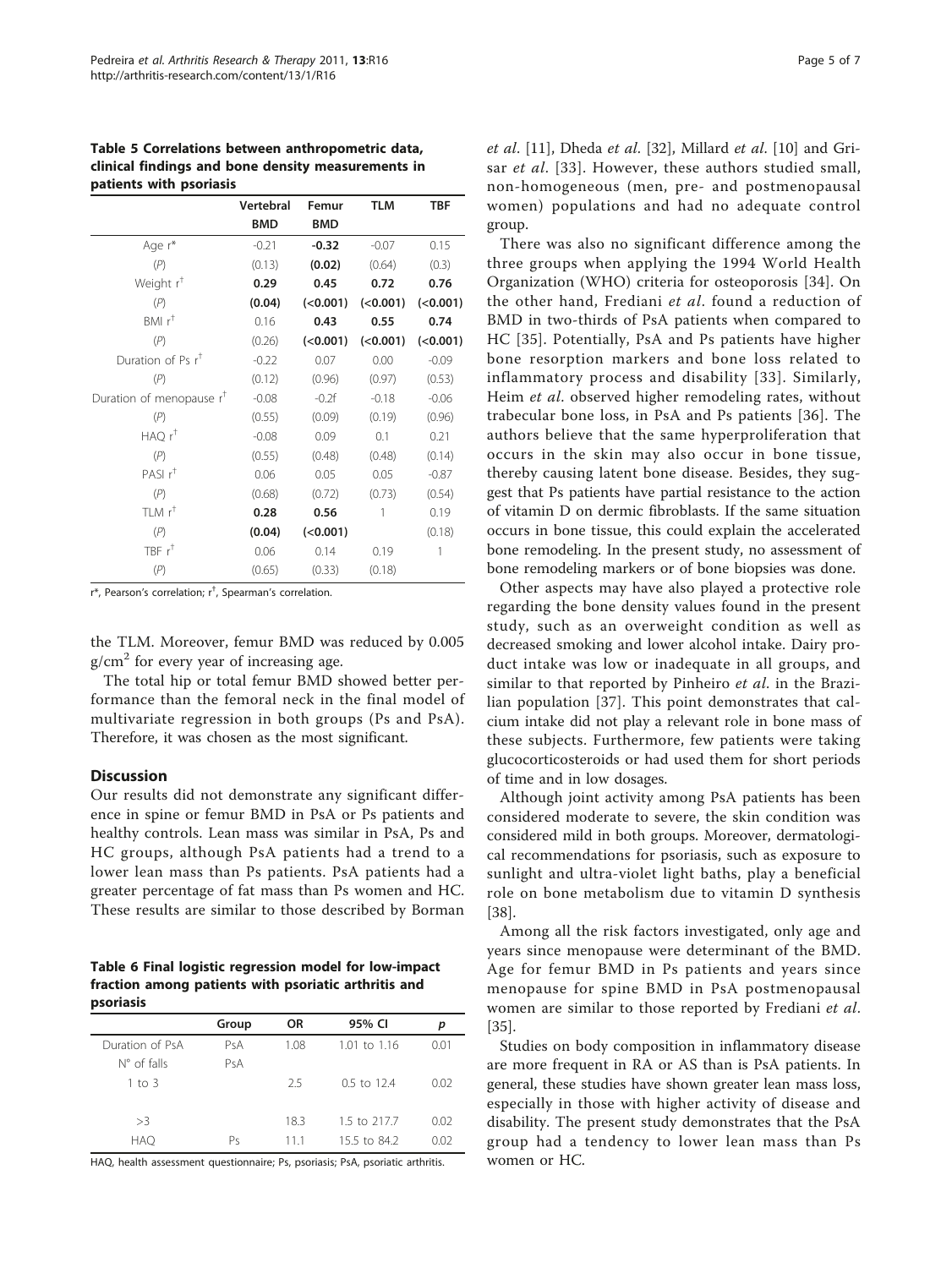**Table 5 Correlations between anthropometric data, clinical findings and bone density measurements in patients with psoriasis**

| | Vertebral BMD | Femur BMD | TLM | TBF |
|---|---|---|---|---|
| Age r* | -0.21 | **-0.32** | -0.07 | 0.15 |
| (*P*) | (0.13) | **(0.02)** | (0.64) | (0.3) |
| Weight r[†] | **0.29** | **0.45** | **0.72** | **0.76** |
| (*P*) | **(0.04)** | **(<0.001)** | **(<0.001)** | **(<0.001)** |
| BMI r[†] | 0.16 | **0.43** | **0.55** | **0.74** |
| (*P*) | (0.26) | **(<0.001)** | **(<0.001)** | **(<0.001)** |
| Duration of Ps r[†] | -0.22 | 0.07 | 0.00 | -0.09 |
| (*P*) | (0.12) | (0.96) | (0.97) | (0.53) |
| Duration of menopause r[†] | -0.08 | -0.2f | -0.18 | -0.06 |
| (*P*) | (0.55) | (0.09) | (0.19) | (0.96) |
| HAQ r[†] | -0.08 | 0.09 | 0.1 | 0.21 |
| (*P*) | (0.55) | (0.48) | (0.48) | (0.14) |
| PASI r[†] | 0.06 | 0.05 | 0.05 | -0.87 |
| (*P*) | (0.68) | (0.72) | (0.73) | (0.54) |
| TLM r[†] | **0.28** | **0.56** | 1 | 0.19 |
| (*P*) | **(0.04)** | **(<0.001)** | | (0.18) |
| TBF r[†] | 0.06 | 0.14 | 0.19 | 1 |
| (*P*) | (0.65) | (0.33) | (0.18) | |

r*, Pearson's correlation; r[†], Spearman's correlation.

the TLM. Moreover, femur BMD was reduced by 0.005 g/cm$^2$ for every year of increasing age.

The total hip or total femur BMD showed better performance than the femoral neck in the final model of multivariate regression in both groups (Ps and PsA). Therefore, it was chosen as the most significant.

## Discussion

Our results did not demonstrate any significant difference in spine or femur BMD in PsA or Ps patients and healthy controls. Lean mass was similar in PsA, Ps and HC groups, although PsA patients had a trend to a lower lean mass than Ps patients. PsA patients had a greater percentage of fat mass than Ps women and HC. These results are similar to those described by Borman *et al*. [11], Dheda *et al*. [32], Millard *et al*. [10] and Grisar *et al*. [33]. However, these authors studied small, non-homogeneous (men, pre- and postmenopausal women) populations and had no adequate control group.

**Table 6 Final logistic regression model for low-impact fraction among patients with psoriatic arthritis and psoriasis**

| | Group | OR | 95% CI | *p* |
|---|---|---|---|---|
| Duration of PsA | PsA | 1.08 | 1.01 to 1.16 | 0.01 |
| N° of falls | PsA | | | |
| 1 to 3 | | 2.5 | 0.5 to 12.4 | 0.02 |
| >3 | | 18.3 | 1.5 to 217.7 | 0.02 |
| HAQ | Ps | 11.1 | 15.5 to 84.2 | 0.02 |

HAQ, health assessment questionnaire; Ps, psoriasis; PsA, psoriatic arthritis.

There was also no significant difference among the three groups when applying the 1994 World Health Organization (WHO) criteria for osteoporosis [34]. On the other hand, Frediani *et al*. found a reduction of BMD in two-thirds of PsA patients when compared to HC [35]. Potentially, PsA and Ps patients have higher bone resorption markers and bone loss related to inflammatory process and disability [33]. Similarly, Heim *et al*. observed higher remodeling rates, without trabecular bone loss, in PsA and Ps patients [36]. The authors believe that the same hyperproliferation that occurs in the skin may also occur in bone tissue, thereby causing latent bone disease. Besides, they suggest that Ps patients have partial resistance to the action of vitamin D on dermic fibroblasts. If the same situation occurs in bone tissue, this could explain the accelerated bone remodeling. In the present study, no assessment of bone remodeling markers or of bone biopsies was done.

Other aspects may have also played a protective role regarding the bone density values found in the present study, such as an overweight condition as well as decreased smoking and lower alcohol intake. Dairy product intake was low or inadequate in all groups, and similar to that reported by Pinheiro *et al*. in the Brazilian population [37]. This point demonstrates that calcium intake did not play a relevant role in bone mass of these subjects. Furthermore, few patients were taking glucocorticosteroids or had used them for short periods of time and in low dosages.

Although joint activity among PsA patients has been considered moderate to severe, the skin condition was considered mild in both groups. Moreover, dermatological recommendations for psoriasis, such as exposure to sunlight and ultra-violet light baths, play a beneficial role on bone metabolism due to vitamin D synthesis [38].

Among all the risk factors investigated, only age and years since menopause were determinant of the BMD. Age for femur BMD in Ps patients and years since menopause for spine BMD in PsA postmenopausal women are similar to those reported by Frediani *et al*. [35].

Studies on body composition in inflammatory disease are more frequent in RA or AS than is PsA patients. In general, these studies have shown greater lean mass loss, especially in those with higher activity of disease and disability. The present study demonstrates that the PsA group had a tendency to lower lean mass than Ps women or HC.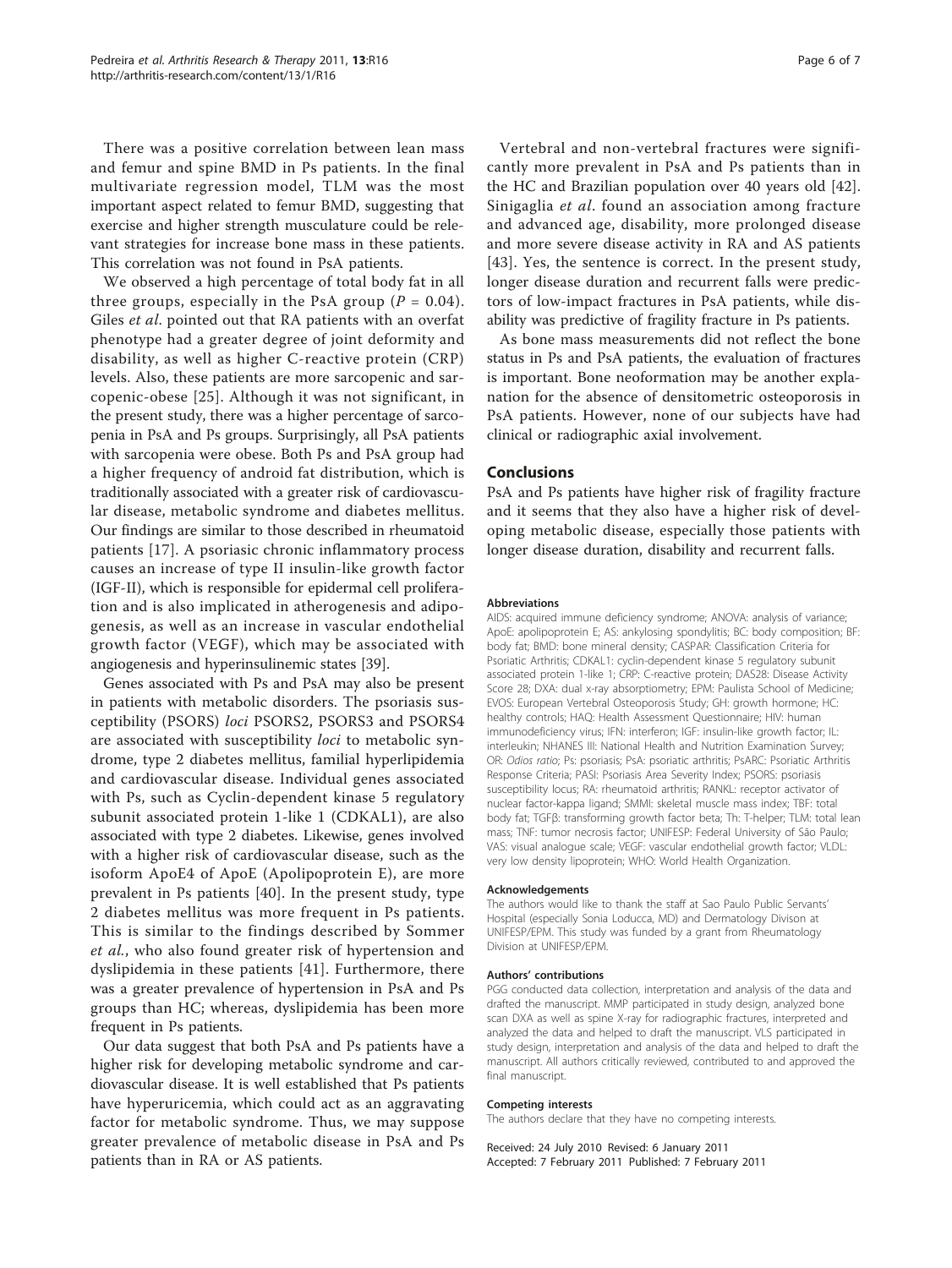There was a positive correlation between lean mass and femur and spine BMD in Ps patients. In the final multivariate regression model, TLM was the most important aspect related to femur BMD, suggesting that exercise and higher strength musculature could be relevant strategies for increase bone mass in these patients. This correlation was not found in PsA patients.

We observed a high percentage of total body fat in all three groups, especially in the PsA group ($P = 0.04$). Giles *et al.* pointed out that RA patients with an overfat phenotype had a greater degree of joint deformity and disability, as well as higher C-reactive protein (CRP) levels. Also, these patients are more sarcopenic and sarcopenic-obese [25]. Although it was not significant, in the present study, there was a higher percentage of sarcopenia in PsA and Ps groups. Surprisingly, all PsA patients with sarcopenia were obese. Both Ps and PsA group had a higher frequency of android fat distribution, which is traditionally associated with a greater risk of cardiovascular disease, metabolic syndrome and diabetes mellitus. Our findings are similar to those described in rheumatoid patients [17]. A psoriasic chronic inflammatory process causes an increase of type II insulin-like growth factor (IGF-II), which is responsible for epidermal cell proliferation and is also implicated in atherogenesis and adipogenesis, as well as an increase in vascular endothelial growth factor (VEGF), which may be associated with angiogenesis and hyperinsulinemic states [39].

Genes associated with Ps and PsA may also be present in patients with metabolic disorders. The psoriasis susceptibility (PSORS) *loci* PSORS2, PSORS3 and PSORS4 are associated with susceptibility *loci* to metabolic syndrome, type 2 diabetes mellitus, familial hyperlipidemia and cardiovascular disease. Individual genes associated with Ps, such as Cyclin-dependent kinase 5 regulatory subunit associated protein 1-like 1 (CDKAL1), are also associated with type 2 diabetes. Likewise, genes involved with a higher risk of cardiovascular disease, such as the isoform ApoE4 of ApoE (Apolipoprotein E), are more prevalent in Ps patients [40]. In the present study, type 2 diabetes mellitus was more frequent in Ps patients. This is similar to the findings described by Sommer *et al.*, who also found greater risk of hypertension and dyslipidemia in these patients [41]. Furthermore, there was a greater prevalence of hypertension in PsA and Ps groups than HC; whereas, dyslipidemia has been more frequent in Ps patients.

Our data suggest that both PsA and Ps patients have a higher risk for developing metabolic syndrome and cardiovascular disease. It is well established that Ps patients have hyperuricemia, which could act as an aggravating factor for metabolic syndrome. Thus, we may suppose greater prevalence of metabolic disease in PsA and Ps patients than in RA or AS patients.

Vertebral and non-vertebral fractures were significantly more prevalent in PsA and Ps patients than in the HC and Brazilian population over 40 years old [42]. Sinigaglia *et al.* found an association among fracture and advanced age, disability, more prolonged disease and more severe disease activity in RA and AS patients [43]. Yes, the sentence is correct. In the present study, longer disease duration and recurrent falls were predictors of low-impact fractures in PsA patients, while disability was predictive of fragility fracture in Ps patients.

As bone mass measurements did not reflect the bone status in Ps and PsA patients, the evaluation of fractures is important. Bone neoformation may be another explanation for the absence of densitometric osteoporosis in PsA patients. However, none of our subjects have had clinical or radiographic axial involvement.

## Conclusions

PsA and Ps patients have higher risk of fragility fracture and it seems that they also have a higher risk of developing metabolic disease, especially those patients with longer disease duration, disability and recurrent falls.

#### Abbreviations

AIDS: acquired immune deficiency syndrome; ANOVA: analysis of variance; ApoE: apolipoprotein E; AS: ankylosing spondylitis; BC: body composition; BF: body fat; BMD: bone mineral density; CASPAR: Classification Criteria for Psoriatic Arthritis; CDKAL1: cyclin-dependent kinase 5 regulatory subunit associated protein 1-like 1; CRP: C-reactive protein; DAS28: Disease Activity Score 28; DXA: dual x-ray absorptiometry; EPM: Paulista School of Medicine; EVOS: European Vertebral Osteoporosis Study; GH: growth hormone; HC: healthy controls; HAQ: Health Assessment Questionnaire; HIV: human immunodeficiency virus; IFN: interferon; IGF: insulin-like growth factor; IL: interleukin; NHANES III: National Health and Nutrition Examination Survey; OR: *Odios ratio*; Ps: psoriasis; PsA: psoriatic arthritis; PsARC: Psoriatic Arthritis Response Criteria; PASI: Psoriasis Area Severity Index; PSORS: psoriasis susceptibility locus; RA: rheumatoid arthritis; RANKL: receptor activator of nuclear factor-kappa ligand; SMMI: skeletal muscle mass index; TBF: total body fat; TGFβ: transforming growth factor beta; Th: T-helper; TLM: total lean mass; TNF: tumor necrosis factor; UNIFESP: Federal University of São Paulo; VAS: visual analogue scale; VEGF: vascular endothelial growth factor; VLDL: very low density lipoprotein; WHO: World Health Organization.

#### Acknowledgements

The authors would like to thank the staff at Sao Paulo Public Servants' Hospital (especially Sonia Loducca, MD) and Dermatology Divison at UNIFESP/EPM. This study was funded by a grant from Rheumatology Division at UNIFESP/EPM.

#### Authors' contributions

PGG conducted data collection, interpretation and analysis of the data and drafted the manuscript. MMP participated in study design, analyzed bone scan DXA as well as spine X-ray for radiographic fractures, interpreted and analyzed the data and helped to draft the manuscript. VLS participated in study design, interpretation and analysis of the data and helped to draft the manuscript. All authors critically reviewed, contributed to and approved the final manuscript.

#### Competing interests

The authors declare that they have no competing interests.

Received: 24 July 2010 Revised: 6 January 2011
Accepted: 7 February 2011 Published: 7 February 2011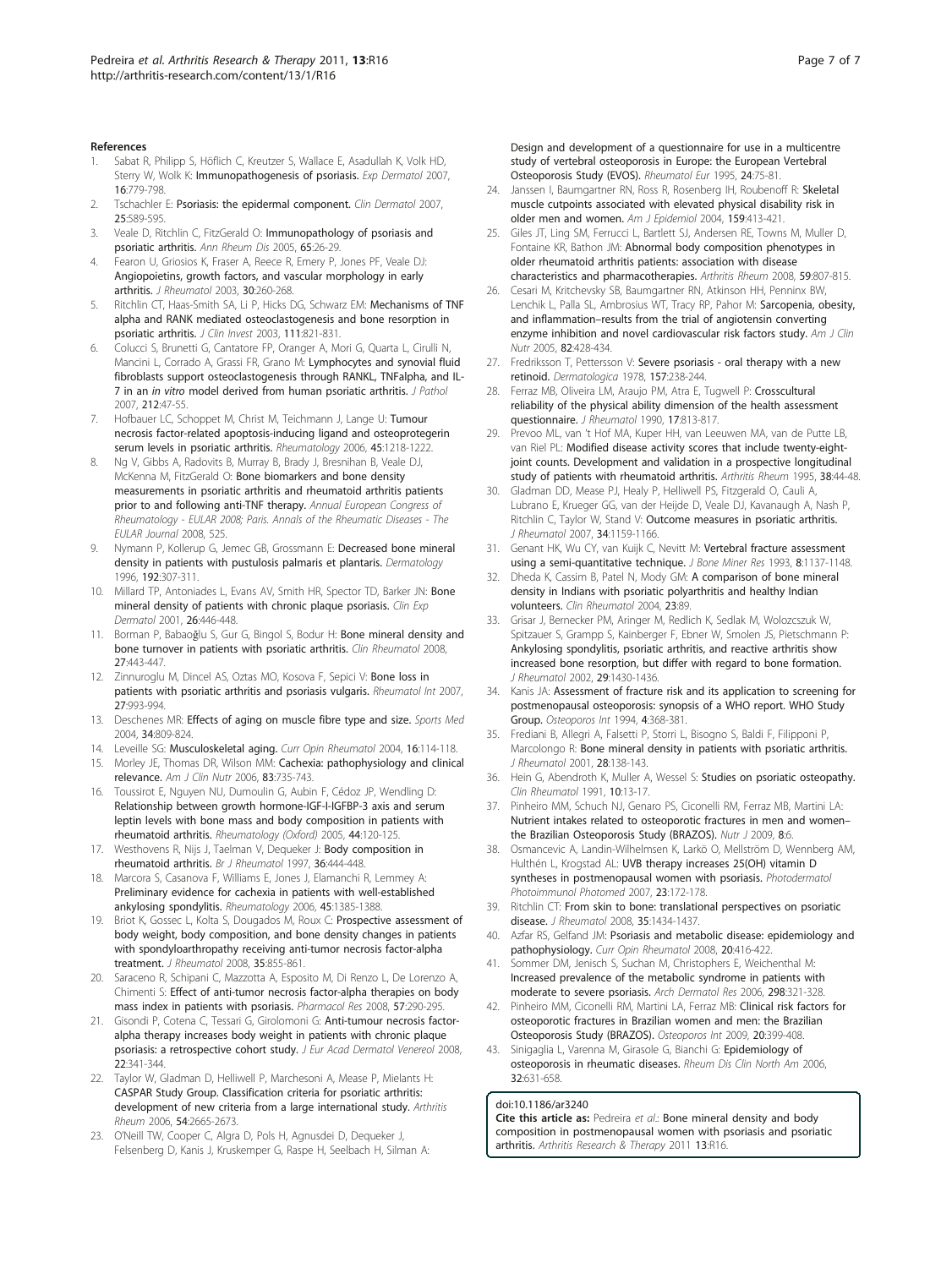## References

1. Sabat R, Philipp S, Höflich C, Kreutzer S, Wallace E, Asadullah K, Volk HD, Sterry W, Wolk K: **Immunopathogenesis of psoriasis.** *Exp Dermatol* 2007, **16**:779-798.
2. Tschachler E: **Psoriasis: the epidermal component.** *Clin Dermatol* 2007, **25**:589-595.
3. Veale D, Ritchlin C, FitzGerald O: **Immunopathology of psoriasis and psoriatic arthritis.** *Ann Rheum Dis* 2005, **65**:26-29.
4. Fearon U, Griosios K, Fraser A, Reece R, Emery P, Jones PF, Veale DJ: **Angiopoietins, growth factors, and vascular morphology in early arthritis.** *J Rheumatol* 2003, **30**:260-268.
5. Ritchlin CT, Haas-Smith SA, Li P, Hicks DG, Schwarz EM: **Mechanisms of TNF alpha and RANK mediated osteoclastogenesis and bone resorption in psoriatic arthritis.** *J Clin Invest* 2003, **111**:821-831.
6. Colucci S, Brunetti G, Cantatore FP, Oranger A, Mori G, Quarta L, Cirulli N, Mancini L, Corrado A, Grassi FR, Grano M: **Lymphocytes and synovial fluid fibroblasts support osteoclastogenesis through RANKL, TNFalpha, and IL-7 in an *in vitro* model derived from human psoriatic arthritis.** *J Pathol* 2007, **212**:47-55.
7. Hofbauer LC, Schoppet M, Christ M, Teichmann J, Lange U: **Tumour necrosis factor-related apoptosis-inducing ligand and osteoprotegerin serum levels in psoriatic arthritis.** *Rheumatology* 2006, **45**:1218-1222.
8. Ng V, Gibbs A, Radovits B, Murray B, Brady J, Bresnihan B, Veale DJ, McKenna M, FitzGerald O: **Bone biomarkers and bone density measurements in psoriatic arthritis and rheumatoid arthritis patients prior to and following anti-TNF therapy.** *Annual European Congress of Rheumatology - EULAR 2008; Paris. Annals of the Rheumatic Diseases - The EULAR Journal* 2008, 525.
9. Nymann P, Kollerup G, Jemec GB, Grossmann E: **Decreased bone mineral density in patients with pustulosis palmaris et plantaris.** *Dermatology* 1996, **192**:307-311.
10. Millard TP, Antoniades L, Evans AV, Smith HR, Spector TD, Barker JN: **Bone mineral density of patients with chronic plaque psoriasis.** *Clin Exp Dermatol* 2001, **26**:446-448.
11. Borman P, Babaoğlu S, Gur G, Bingol S, Bodur H: **Bone mineral density and bone turnover in patients with psoriatic arthritis.** *Clin Rheumatol* 2008, **27**:443-447.
12. Zinnuroglu M, Dincel AS, Oztas MO, Kosova F, Sepici V: **Bone loss in patients with psoriatic arthritis and psoriasis vulgaris.** *Rheumatol Int* 2007, **27**:993-994.
13. Deschenes MR: **Effects of aging on muscle fibre type and size.** *Sports Med* 2004, **34**:809-824.
14. Leveille SG: **Musculoskeletal aging.** *Curr Opin Rheumatol* 2004, **16**:114-118.
15. Morley JE, Thomas DR, Wilson MM: **Cachexia: pathophysiology and clinical relevance.** *Am J Clin Nutr* 2006, **83**:735-743.
16. Toussirot E, Nguyen NU, Dumoulin G, Aubin F, Cédoz JP, Wendling D: **Relationship between growth hormone-IGF-I-IGFBP-3 axis and serum leptin levels with bone mass and body composition in patients with rheumatoid arthritis.** *Rheumatology (Oxford)* 2005, **44**:120-125.
17. Westhovens R, Nijs J, Taelman V, Dequeker J: **Body composition in rheumatoid arthritis.** *Br J Rheumatol* 1997, **36**:444-448.
18. Marcora S, Casanova F, Williams E, Jones J, Elamanchi R, Lemmey A: **Preliminary evidence for cachexia in patients with well-established ankylosing spondylitis.** *Rheumatology* 2006, **45**:1385-1388.
19. Briot K, Gossec L, Kolta S, Dougados M, Roux C: **Prospective assessment of body weight, body composition, and bone density changes in patients with spondyloarthropathy receiving anti-tumor necrosis factor-alpha treatment.** *J Rheumatol* 2008, **35**:855-861.
20. Saraceno R, Schipani C, Mazzotta A, Esposito M, Di Renzo L, De Lorenzo A, Chimenti S: **Effect of anti-tumor necrosis factor-alpha therapies on body mass index in patients with psoriasis.** *Pharmacol Res* 2008, **57**:290-295.
21. Gisondi P, Cotena C, Tessari G, Girolomoni G: **Anti-tumour necrosis factor-alpha therapy increases body weight in patients with chronic plaque psoriasis: a retrospective cohort study.** *J Eur Acad Dermatol Venereol* 2008, **22**:341-344.
22. Taylor W, Gladman D, Helliwell P, Marchesoni A, Mease P, Mielants H: **CASPAR Study Group. Classification criteria for psoriatic arthritis: development of new criteria from a large international study.** *Arthritis Rheum* 2006, **54**:2665-2673.
23. O'Neill TW, Cooper C, Algra D, Pols H, Agnusdei D, Dequeker J, Felsenberg D, Kanis J, Kruskemper G, Raspe H, Seelbach H, Silman A: **Design and development of a questionnaire for use in a multicentre study of vertebral osteoporosis in Europe: the European Vertebral Osteoporosis Study (EVOS).** *Rheumatol Eur* 1995, **24**:75-81.
24. Janssen I, Baumgartner RN, Ross R, Rosenberg IH, Roubenoff R: **Skeletal muscle cutpoints associated with elevated physical disability risk in older men and women.** *Am J Epidemiol* 2004, **159**:413-421.
25. Giles JT, Ling SM, Ferrucci L, Bartlett SJ, Andersen RE, Towns M, Muller D, Fontaine KR, Bathon JM: **Abnormal body composition phenotypes in older rheumatoid arthritis patients: association with disease characteristics and pharmacotherapies.** *Arthritis Rheum* 2008, **59**:807-815.
26. Cesari M, Kritchevsky SB, Baumgartner RN, Atkinson HH, Penninx BW, Lenchik L, Palla SL, Ambrosius WT, Tracy RP, Pahor M: **Sarcopenia, obesity, and inflammation–results from the trial of angiotensin converting enzyme inhibition and novel cardiovascular risk factors study.** *Am J Clin Nutr* 2005, **82**:428-434.
27. Fredriksson T, Pettersson U: **Severe psoriasis - oral therapy with a new retinoid.** *Dermatologica* 1978, **157**:238-244.
28. Ferraz MB, Oliveira LM, Araujo PM, Atra E, Tugwell P: **Crosscultural reliability of the physical ability dimension of the health assessment questionnaire.** *J Rheumatol* 1990, **17**:813-817.
29. Prevoo ML, van 't Hof MA, Kuper HH, van Leeuwen MA, van de Putte LB, van Riel PL: **Modified disease activity scores that include twenty-eight-joint counts. Development and validation in a prospective longitudinal study of patients with rheumatoid arthritis.** *Arthritis Rheum* 1995, **38**:44-48.
30. Gladman DD, Mease PJ, Healy P, Helliwell PS, Fitzgerald O, Cauli A, Lubrano E, Krueger GG, van der Heijde D, Veale DJ, Kavanaugh A, Nash P, Ritchlin C, Taylor W, Stand V: **Outcome measures in psoriatic arthritis.** *J Rheumatol* 2007, **34**:1159-1166.
31. Genant HK, Wu CY, van Kuijk C, Nevitt M: **Vertebral fracture assessment using a semi-quantitative technique.** *J Bone Miner Res* 1993, **8**:1137-1148.
32. Dheda K, Cassim B, Patel N, Mody GM: **A comparison of bone mineral density in Indians with psoriatic polyarthritis and healthy Indian volunteers.** *Clin Rheumatol* 2004, **23**:89.
33. Grisar J, Bernecker PM, Aringer M, Redlich K, Sedlak M, Wolozcszuk W, Spitzauer S, Grampp S, Kainberger F, Ebner W, Smolen JS, Pietschmann P: **Ankylosing spondylitis, psoriatic arthritis, and reactive arthritis show increased bone resorption, but differ with regard to bone formation.** *J Rheumatol* 2002, **29**:1430-1436.
34. Kanis JA: **Assessment of fracture risk and its application to screening for postmenopausal osteoporosis: synopsis of a WHO report. WHO Study Group.** *Osteoporos Int* 1994, **4**:368-381.
35. Frediani B, Allegri A, Falsetti P, Storri L, Bisogno S, Baldi F, Filipponi P, Marcolongo R: **Bone mineral density in patients with psoriatic arthritis.** *J Rheumatol* 2001, **28**:138-143.
36. Hein G, Abendroth K, Muller A, Wessel S: **Studies on psoriatic osteopathy.** *Clin Rheumatol* 1991, **10**:13-17.
37. Pinheiro MM, Schuch NJ, Genaro PS, Ciconelli RM, Ferraz MB, Martini LA: **Nutrient intakes related to osteoporotic fractures in men and women–the Brazilian Osteoporosis Study (BRAZOS).** *Nutr J* 2009, **8**:6.
38. Osmancevic A, Landin-Wilhelmsen K, Larkö O, Mellström D, Wennberg AM, Hulthén L, Krogstad AL: **UVB therapy increases 25(OH) vitamin D syntheses in postmenopausal women with psoriasis.** *Photodermatol Photoimmunol Photomed* 2007, **23**:172-178.
39. Ritchlin CT: **From skin to bone: translational perspectives on psoriatic disease.** *J Rheumatol* 2008, **35**:1434-1437.
40. Azfar RS, Gelfand JM: **Psoriasis and metabolic disease: epidemiology and pathophysiology.** *Curr Opin Rheumatol* 2008, **20**:416-422.
41. Sommer DM, Jenisch S, Suchan M, Christophers E, Weichenthal M: **Increased prevalence of the metabolic syndrome in patients with moderate to severe psoriasis.** *Arch Dermatol Res* 2006, **298**:321-328.
42. Pinheiro MM, Ciconelli RM, Martini LA, Ferraz MB: **Clinical risk factors for osteoporotic fractures in Brazilian women and men: the Brazilian Osteoporosis Study (BRAZOS).** *Osteoporos Int* 2009, **20**:399-408.
43. Sinigaglia L, Varenna M, Girasole G, Bianchi G: **Epidemiology of osteoporosis in rheumatic diseases.** *Rheum Dis Clin North Am* 2006, **32**:631-658.

doi:10.1186/ar3240

**Cite this article as:** Pedreira *et al.*: Bone mineral density and body composition in postmenopausal women with psoriasis and psoriatic arthritis. *Arthritis Research & Therapy* 2011 **13**:R16.